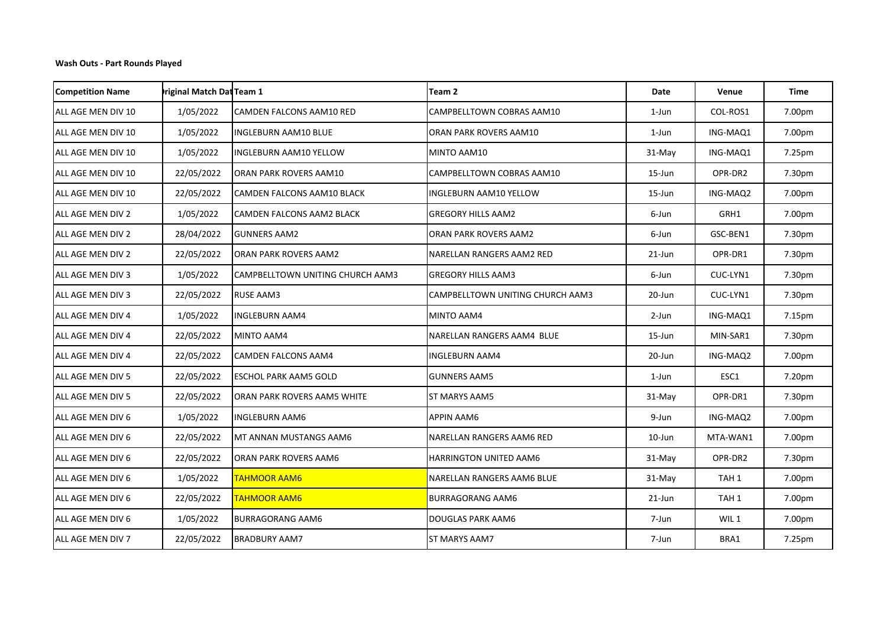**Wash Outs - Part Rounds Played**

| Competition Name | riginal Match Dat | Team 1 | Team 2 | Date | Venue | Time |
|---|---|---|---|---|---|---|
| ALL AGE MEN DIV 10 | 1/05/2022 | CAMDEN FALCONS AAM10 RED | CAMPBELLTOWN COBRAS AAM10 | 1-Jun | COL-ROS1 | 7.00pm |
| ALL AGE MEN DIV 10 | 1/05/2022 | INGLEBURN AAM10 BLUE | ORAN PARK ROVERS AAM10 | 1-Jun | ING-MAQ1 | 7.00pm |
| ALL AGE MEN DIV 10 | 1/05/2022 | INGLEBURN AAM10 YELLOW | MINTO AAM10 | 31-May | ING-MAQ1 | 7.25pm |
| ALL AGE MEN DIV 10 | 22/05/2022 | ORAN PARK ROVERS AAM10 | CAMPBELLTOWN COBRAS AAM10 | 15-Jun | OPR-DR2 | 7.30pm |
| ALL AGE MEN DIV 10 | 22/05/2022 | CAMDEN FALCONS AAM10 BLACK | INGLEBURN AAM10 YELLOW | 15-Jun | ING-MAQ2 | 7.00pm |
| ALL AGE MEN DIV 2 | 1/05/2022 | CAMDEN FALCONS AAM2 BLACK | GREGORY HILLS AAM2 | 6-Jun | GRH1 | 7.00pm |
| ALL AGE MEN DIV 2 | 28/04/2022 | GUNNERS AAM2 | ORAN PARK ROVERS AAM2 | 6-Jun | GSC-BEN1 | 7.30pm |
| ALL AGE MEN DIV 2 | 22/05/2022 | ORAN PARK ROVERS AAM2 | NARELLAN RANGERS AAM2 RED | 21-Jun | OPR-DR1 | 7.30pm |
| ALL AGE MEN DIV 3 | 1/05/2022 | CAMPBELLTOWN UNITING CHURCH AAM3 | GREGORY HILLS AAM3 | 6-Jun | CUC-LYN1 | 7.30pm |
| ALL AGE MEN DIV 3 | 22/05/2022 | RUSE AAM3 | CAMPBELLTOWN UNITING CHURCH AAM3 | 20-Jun | CUC-LYN1 | 7.30pm |
| ALL AGE MEN DIV 4 | 1/05/2022 | INGLEBURN AAM4 | MINTO AAM4 | 2-Jun | ING-MAQ1 | 7.15pm |
| ALL AGE MEN DIV 4 | 22/05/2022 | MINTO AAM4 | NARELLAN RANGERS AAM4 BLUE | 15-Jun | MIN-SAR1 | 7.30pm |
| ALL AGE MEN DIV 4 | 22/05/2022 | CAMDEN FALCONS AAM4 | INGLEBURN AAM4 | 20-Jun | ING-MAQ2 | 7.00pm |
| ALL AGE MEN DIV 5 | 22/05/2022 | ESCHOL PARK AAM5 GOLD | GUNNERS AAM5 | 1-Jun | ESC1 | 7.20pm |
| ALL AGE MEN DIV 5 | 22/05/2022 | ORAN PARK ROVERS AAM5 WHITE | ST MARYS AAM5 | 31-May | OPR-DR1 | 7.30pm |
| ALL AGE MEN DIV 6 | 1/05/2022 | INGLEBURN AAM6 | APPIN AAM6 | 9-Jun | ING-MAQ2 | 7.00pm |
| ALL AGE MEN DIV 6 | 22/05/2022 | MT ANNAN MUSTANGS AAM6 | NARELLAN RANGERS AAM6 RED | 10-Jun | MTA-WAN1 | 7.00pm |
| ALL AGE MEN DIV 6 | 22/05/2022 | ORAN PARK ROVERS AAM6 | HARRINGTON UNITED AAM6 | 31-May | OPR-DR2 | 7.30pm |
| ALL AGE MEN DIV 6 | 1/05/2022 | TAHMOOR AAM6 | NARELLAN RANGERS AAM6 BLUE | 31-May | TAH 1 | 7.00pm |
| ALL AGE MEN DIV 6 | 22/05/2022 | TAHMOOR AAM6 | BURRAGORANG AAM6 | 21-Jun | TAH 1 | 7.00pm |
| ALL AGE MEN DIV 6 | 1/05/2022 | BURRAGORANG AAM6 | DOUGLAS PARK AAM6 | 7-Jun | WIL 1 | 7.00pm |
| ALL AGE MEN DIV 7 | 22/05/2022 | BRADBURY AAM7 | ST MARYS AAM7 | 7-Jun | BRA1 | 7.25pm |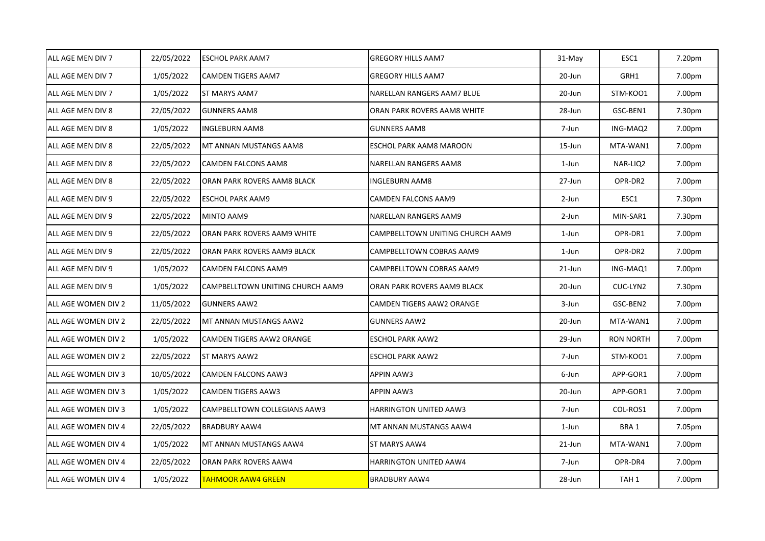| ALL AGE MEN DIV 7 | 22/05/2022 | ESCHOL PARK AAM7 | GREGORY HILLS AAM7 | 31-May | ESC1 | 7.20pm |
|---|---|---|---|---|---|---|
| ALL AGE MEN DIV 7 | 1/05/2022 | CAMDEN TIGERS AAM7 | GREGORY HILLS AAM7 | 20-Jun | GRH1 | 7.00pm |
| ALL AGE MEN DIV 7 | 1/05/2022 | ST MARYS AAM7 | NARELLAN RANGERS AAM7 BLUE | 20-Jun | STM-KOO1 | 7.00pm |
| ALL AGE MEN DIV 8 | 22/05/2022 | GUNNERS AAM8 | ORAN PARK ROVERS AAM8 WHITE | 28-Jun | GSC-BEN1 | 7.30pm |
| ALL AGE MEN DIV 8 | 1/05/2022 | INGLEBURN AAM8 | GUNNERS AAM8 | 7-Jun | ING-MAQ2 | 7.00pm |
| ALL AGE MEN DIV 8 | 22/05/2022 | MT ANNAN MUSTANGS AAM8 | ESCHOL PARK AAM8 MAROON | 15-Jun | MTA-WAN1 | 7.00pm |
| ALL AGE MEN DIV 8 | 22/05/2022 | CAMDEN FALCONS AAM8 | NARELLAN RANGERS AAM8 | 1-Jun | NAR-LIQ2 | 7.00pm |
| ALL AGE MEN DIV 8 | 22/05/2022 | ORAN PARK ROVERS AAM8 BLACK | INGLEBURN AAM8 | 27-Jun | OPR-DR2 | 7.00pm |
| ALL AGE MEN DIV 9 | 22/05/2022 | ESCHOL PARK AAM9 | CAMDEN FALCONS AAM9 | 2-Jun | ESC1 | 7.30pm |
| ALL AGE MEN DIV 9 | 22/05/2022 | MINTO AAM9 | NARELLAN RANGERS AAM9 | 2-Jun | MIN-SAR1 | 7.30pm |
| ALL AGE MEN DIV 9 | 22/05/2022 | ORAN PARK ROVERS AAM9 WHITE | CAMPBELLTOWN UNITING CHURCH AAM9 | 1-Jun | OPR-DR1 | 7.00pm |
| ALL AGE MEN DIV 9 | 22/05/2022 | ORAN PARK ROVERS AAM9 BLACK | CAMPBELLTOWN COBRAS AAM9 | 1-Jun | OPR-DR2 | 7.00pm |
| ALL AGE MEN DIV 9 | 1/05/2022 | CAMDEN FALCONS AAM9 | CAMPBELLTOWN COBRAS AAM9 | 21-Jun | ING-MAQ1 | 7.00pm |
| ALL AGE MEN DIV 9 | 1/05/2022 | CAMPBELLTOWN UNITING CHURCH AAM9 | ORAN PARK ROVERS AAM9 BLACK | 20-Jun | CUC-LYN2 | 7.30pm |
| ALL AGE WOMEN DIV 2 | 11/05/2022 | GUNNERS AAW2 | CAMDEN TIGERS AAW2 ORANGE | 3-Jun | GSC-BEN2 | 7.00pm |
| ALL AGE WOMEN DIV 2 | 22/05/2022 | MT ANNAN MUSTANGS AAW2 | GUNNERS AAW2 | 20-Jun | MTA-WAN1 | 7.00pm |
| ALL AGE WOMEN DIV 2 | 1/05/2022 | CAMDEN TIGERS AAW2 ORANGE | ESCHOL PARK AAW2 | 29-Jun | RON NORTH | 7.00pm |
| ALL AGE WOMEN DIV 2 | 22/05/2022 | ST MARYS AAW2 | ESCHOL PARK AAW2 | 7-Jun | STM-KOO1 | 7.00pm |
| ALL AGE WOMEN DIV 3 | 10/05/2022 | CAMDEN FALCONS AAW3 | APPIN AAW3 | 6-Jun | APP-GOR1 | 7.00pm |
| ALL AGE WOMEN DIV 3 | 1/05/2022 | CAMDEN TIGERS AAW3 | APPIN AAW3 | 20-Jun | APP-GOR1 | 7.00pm |
| ALL AGE WOMEN DIV 3 | 1/05/2022 | CAMPBELLTOWN COLLEGIANS AAW3 | HARRINGTON UNITED AAW3 | 7-Jun | COL-ROS1 | 7.00pm |
| ALL AGE WOMEN DIV 4 | 22/05/2022 | BRADBURY AAW4 | MT ANNAN MUSTANGS AAW4 | 1-Jun | BRA 1 | 7.05pm |
| ALL AGE WOMEN DIV 4 | 1/05/2022 | MT ANNAN MUSTANGS AAW4 | ST MARYS AAW4 | 21-Jun | MTA-WAN1 | 7.00pm |
| ALL AGE WOMEN DIV 4 | 22/05/2022 | ORAN PARK ROVERS AAW4 | HARRINGTON UNITED AAW4 | 7-Jun | OPR-DR4 | 7.00pm |
| ALL AGE WOMEN DIV 4 | 1/05/2022 | TAHMOOR AAW4 GREEN | BRADBURY AAW4 | 28-Jun | TAH 1 | 7.00pm |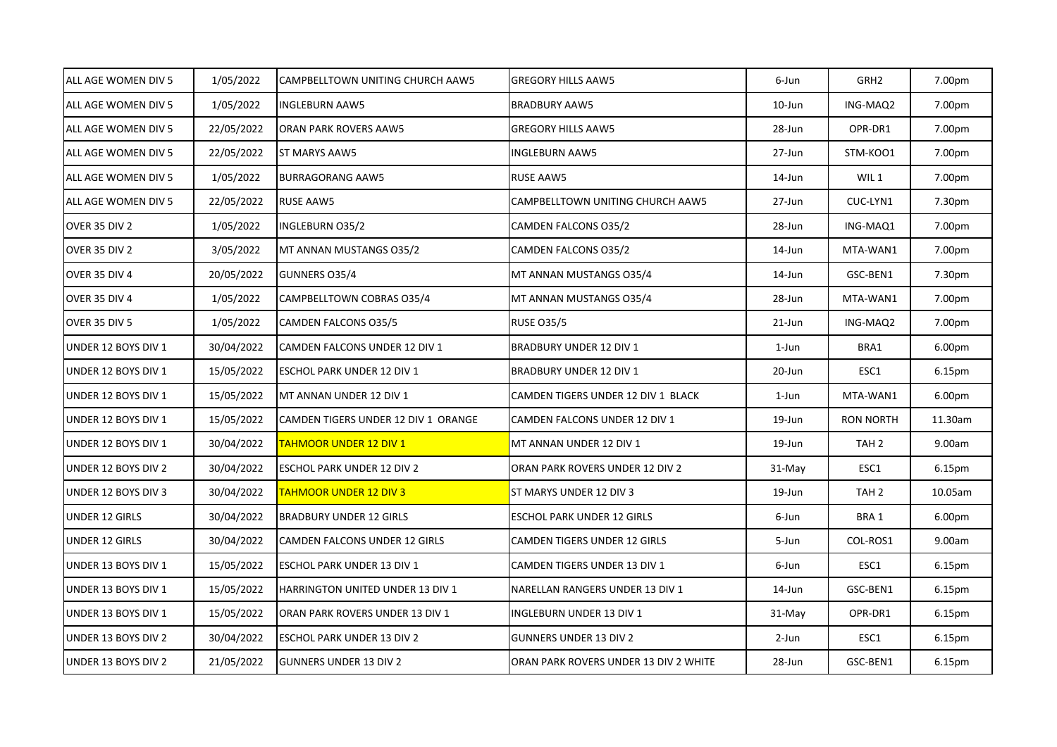| ALL AGE WOMEN DIV 5 | 1/05/2022 | CAMPBELLTOWN UNITING CHURCH AAW5 | GREGORY HILLS AAW5 | 6-Jun | GRH2 | 7.00pm |
|---|---|---|---|---|---|---|
| ALL AGE WOMEN DIV 5 | 1/05/2022 | INGLEBURN AAW5 | BRADBURY AAW5 | 10-Jun | ING-MAQ2 | 7.00pm |
| ALL AGE WOMEN DIV 5 | 22/05/2022 | ORAN PARK ROVERS AAW5 | GREGORY HILLS AAW5 | 28-Jun | OPR-DR1 | 7.00pm |
| ALL AGE WOMEN DIV 5 | 22/05/2022 | ST MARYS AAW5 | INGLEBURN AAW5 | 27-Jun | STM-KOO1 | 7.00pm |
| ALL AGE WOMEN DIV 5 | 1/05/2022 | BURRAGORANG AAW5 | RUSE AAW5 | 14-Jun | WIL 1 | 7.00pm |
| ALL AGE WOMEN DIV 5 | 22/05/2022 | RUSE AAW5 | CAMPBELLTOWN UNITING CHURCH AAW5 | 27-Jun | CUC-LYN1 | 7.30pm |
| OVER 35 DIV 2 | 1/05/2022 | INGLEBURN O35/2 | CAMDEN FALCONS O35/2 | 28-Jun | ING-MAQ1 | 7.00pm |
| OVER 35 DIV 2 | 3/05/2022 | MT ANNAN MUSTANGS O35/2 | CAMDEN FALCONS O35/2 | 14-Jun | MTA-WAN1 | 7.00pm |
| OVER 35 DIV 4 | 20/05/2022 | GUNNERS O35/4 | MT ANNAN MUSTANGS O35/4 | 14-Jun | GSC-BEN1 | 7.30pm |
| OVER 35 DIV 4 | 1/05/2022 | CAMPBELLTOWN COBRAS O35/4 | MT ANNAN MUSTANGS O35/4 | 28-Jun | MTA-WAN1 | 7.00pm |
| OVER 35 DIV 5 | 1/05/2022 | CAMDEN FALCONS O35/5 | RUSE O35/5 | 21-Jun | ING-MAQ2 | 7.00pm |
| UNDER 12 BOYS DIV 1 | 30/04/2022 | CAMDEN FALCONS UNDER 12 DIV 1 | BRADBURY UNDER 12 DIV 1 | 1-Jun | BRA1 | 6.00pm |
| UNDER 12 BOYS DIV 1 | 15/05/2022 | ESCHOL PARK UNDER 12 DIV 1 | BRADBURY UNDER 12 DIV 1 | 20-Jun | ESC1 | 6.15pm |
| UNDER 12 BOYS DIV 1 | 15/05/2022 | MT ANNAN UNDER 12 DIV 1 | CAMDEN TIGERS UNDER 12 DIV 1 BLACK | 1-Jun | MTA-WAN1 | 6.00pm |
| UNDER 12 BOYS DIV 1 | 15/05/2022 | CAMDEN TIGERS UNDER 12 DIV 1 ORANGE | CAMDEN FALCONS UNDER 12 DIV 1 | 19-Jun | RON NORTH | 11.30am |
| UNDER 12 BOYS DIV 1 | 30/04/2022 | TAHMOOR UNDER 12 DIV 1 | MT ANNAN UNDER 12 DIV 1 | 19-Jun | TAH 2 | 9.00am |
| UNDER 12 BOYS DIV 2 | 30/04/2022 | ESCHOL PARK UNDER 12 DIV 2 | ORAN PARK ROVERS UNDER 12 DIV 2 | 31-May | ESC1 | 6.15pm |
| UNDER 12 BOYS DIV 3 | 30/04/2022 | TAHMOOR UNDER 12 DIV 3 | ST MARYS UNDER 12 DIV 3 | 19-Jun | TAH 2 | 10.05am |
| UNDER 12 GIRLS | 30/04/2022 | BRADBURY UNDER 12 GIRLS | ESCHOL PARK UNDER 12 GIRLS | 6-Jun | BRA 1 | 6.00pm |
| UNDER 12 GIRLS | 30/04/2022 | CAMDEN FALCONS UNDER 12 GIRLS | CAMDEN TIGERS UNDER 12 GIRLS | 5-Jun | COL-ROS1 | 9.00am |
| UNDER 13 BOYS DIV 1 | 15/05/2022 | ESCHOL PARK UNDER 13 DIV 1 | CAMDEN TIGERS UNDER 13 DIV 1 | 6-Jun | ESC1 | 6.15pm |
| UNDER 13 BOYS DIV 1 | 15/05/2022 | HARRINGTON UNITED UNDER 13 DIV 1 | NARELLAN RANGERS UNDER 13 DIV 1 | 14-Jun | GSC-BEN1 | 6.15pm |
| UNDER 13 BOYS DIV 1 | 15/05/2022 | ORAN PARK ROVERS UNDER 13 DIV 1 | INGLEBURN UNDER 13 DIV 1 | 31-May | OPR-DR1 | 6.15pm |
| UNDER 13 BOYS DIV 2 | 30/04/2022 | ESCHOL PARK UNDER 13 DIV 2 | GUNNERS UNDER 13 DIV 2 | 2-Jun | ESC1 | 6.15pm |
| UNDER 13 BOYS DIV 2 | 21/05/2022 | GUNNERS UNDER 13 DIV 2 | ORAN PARK ROVERS UNDER 13 DIV 2 WHITE | 28-Jun | GSC-BEN1 | 6.15pm |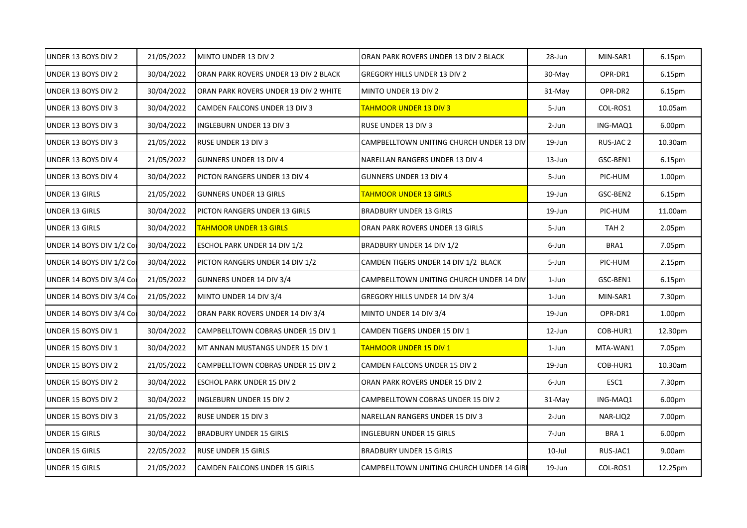| UNDER 13 BOYS DIV 2 | 21/05/2022 | MINTO UNDER 13 DIV 2 | ORAN PARK ROVERS UNDER 13 DIV 2 BLACK | 28-Jun | MIN-SAR1 | 6.15pm |
|---|---|---|---|---|---|---|
| UNDER 13 BOYS DIV 2 | 30/04/2022 | ORAN PARK ROVERS UNDER 13 DIV 2 BLACK | GREGORY HILLS UNDER 13 DIV 2 | 30-May | OPR-DR1 | 6.15pm |
| UNDER 13 BOYS DIV 2 | 30/04/2022 | ORAN PARK ROVERS UNDER 13 DIV 2 WHITE | MINTO UNDER 13 DIV 2 | 31-May | OPR-DR2 | 6.15pm |
| UNDER 13 BOYS DIV 3 | 30/04/2022 | CAMDEN FALCONS UNDER 13 DIV 3 | TAHMOOR UNDER 13 DIV 3 | 5-Jun | COL-ROS1 | 10.05am |
| UNDER 13 BOYS DIV 3 | 30/04/2022 | INGLEBURN UNDER 13 DIV 3 | RUSE UNDER 13 DIV 3 | 2-Jun | ING-MAQ1 | 6.00pm |
| UNDER 13 BOYS DIV 3 | 21/05/2022 | RUSE UNDER 13 DIV 3 | CAMPBELLTOWN UNITING CHURCH UNDER 13 DIV | 19-Jun | RUS-JAC 2 | 10.30am |
| UNDER 13 BOYS DIV 4 | 21/05/2022 | GUNNERS UNDER 13 DIV 4 | NARELLAN RANGERS UNDER 13 DIV 4 | 13-Jun | GSC-BEN1 | 6.15pm |
| UNDER 13 BOYS DIV 4 | 30/04/2022 | PICTON RANGERS UNDER 13 DIV 4 | GUNNERS UNDER 13 DIV 4 | 5-Jun | PIC-HUM | 1.00pm |
| UNDER 13 GIRLS | 21/05/2022 | GUNNERS UNDER 13 GIRLS | TAHMOOR UNDER 13 GIRLS | 19-Jun | GSC-BEN2 | 6.15pm |
| UNDER 13 GIRLS | 30/04/2022 | PICTON RANGERS UNDER 13 GIRLS | BRADBURY UNDER 13 GIRLS | 19-Jun | PIC-HUM | 11.00am |
| UNDER 13 GIRLS | 30/04/2022 | TAHMOOR UNDER 13 GIRLS | ORAN PARK ROVERS UNDER 13 GIRLS | 5-Jun | TAH 2 | 2.05pm |
| UNDER 14 BOYS DIV 1/2 Co | 30/04/2022 | ESCHOL PARK UNDER 14 DIV 1/2 | BRADBURY UNDER 14 DIV 1/2 | 6-Jun | BRA1 | 7.05pm |
| UNDER 14 BOYS DIV 1/2 Co | 30/04/2022 | PICTON RANGERS UNDER 14 DIV 1/2 | CAMDEN TIGERS UNDER 14 DIV 1/2 BLACK | 5-Jun | PIC-HUM | 2.15pm |
| UNDER 14 BOYS DIV 3/4 Co | 21/05/2022 | GUNNERS UNDER 14 DIV 3/4 | CAMPBELLTOWN UNITING CHURCH UNDER 14 DIV | 1-Jun | GSC-BEN1 | 6.15pm |
| UNDER 14 BOYS DIV 3/4 Co | 21/05/2022 | MINTO UNDER 14 DIV 3/4 | GREGORY HILLS UNDER 14 DIV 3/4 | 1-Jun | MIN-SAR1 | 7.30pm |
| UNDER 14 BOYS DIV 3/4 Co | 30/04/2022 | ORAN PARK ROVERS UNDER 14 DIV 3/4 | MINTO UNDER 14 DIV 3/4 | 19-Jun | OPR-DR1 | 1.00pm |
| UNDER 15 BOYS DIV 1 | 30/04/2022 | CAMPBELLTOWN COBRAS UNDER 15 DIV 1 | CAMDEN TIGERS UNDER 15 DIV 1 | 12-Jun | COB-HUR1 | 12.30pm |
| UNDER 15 BOYS DIV 1 | 30/04/2022 | MT ANNAN MUSTANGS UNDER 15 DIV 1 | TAHMOOR UNDER 15 DIV 1 | 1-Jun | MTA-WAN1 | 7.05pm |
| UNDER 15 BOYS DIV 2 | 21/05/2022 | CAMPBELLTOWN COBRAS UNDER 15 DIV 2 | CAMDEN FALCONS UNDER 15 DIV 2 | 19-Jun | COB-HUR1 | 10.30am |
| UNDER 15 BOYS DIV 2 | 30/04/2022 | ESCHOL PARK UNDER 15 DIV 2 | ORAN PARK ROVERS UNDER 15 DIV 2 | 6-Jun | ESC1 | 7.30pm |
| UNDER 15 BOYS DIV 2 | 30/04/2022 | INGLEBURN UNDER 15 DIV 2 | CAMPBELLTOWN COBRAS UNDER 15 DIV 2 | 31-May | ING-MAQ1 | 6.00pm |
| UNDER 15 BOYS DIV 3 | 21/05/2022 | RUSE UNDER 15 DIV 3 | NARELLAN RANGERS UNDER 15 DIV 3 | 2-Jun | NAR-LIQ2 | 7.00pm |
| UNDER 15 GIRLS | 30/04/2022 | BRADBURY UNDER 15 GIRLS | INGLEBURN UNDER 15 GIRLS | 7-Jun | BRA 1 | 6.00pm |
| UNDER 15 GIRLS | 22/05/2022 | RUSE UNDER 15 GIRLS | BRADBURY UNDER 15 GIRLS | 10-Jul | RUS-JAC1 | 9.00am |
| UNDER 15 GIRLS | 21/05/2022 | CAMDEN FALCONS UNDER 15 GIRLS | CAMPBELLTOWN UNITING CHURCH UNDER 14 GIRI | 19-Jun | COL-ROS1 | 12.25pm |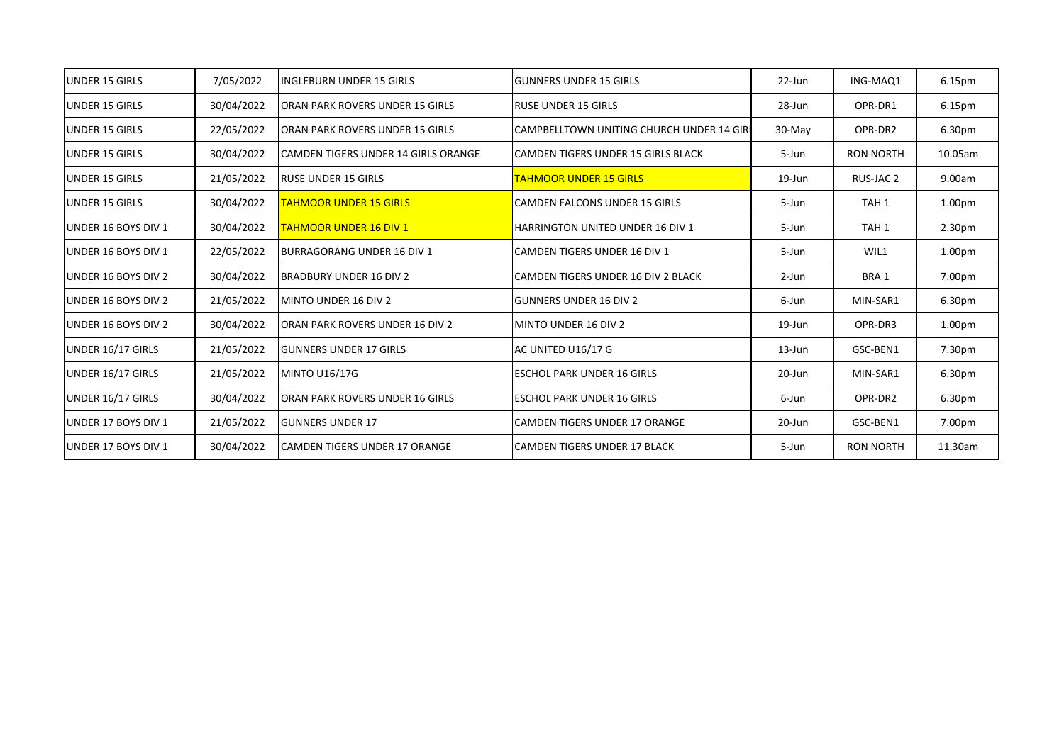| UNDER 15 GIRLS | 7/05/2022 | INGLEBURN UNDER 15 GIRLS | GUNNERS UNDER 15 GIRLS | 22-Jun | ING-MAQ1 | 6.15pm |
|---|---|---|---|---|---|---|
| UNDER 15 GIRLS | 30/04/2022 | ORAN PARK ROVERS UNDER 15 GIRLS | RUSE UNDER 15 GIRLS | 28-Jun | OPR-DR1 | 6.15pm |
| UNDER 15 GIRLS | 22/05/2022 | ORAN PARK ROVERS UNDER 15 GIRLS | CAMPBELLTOWN UNITING CHURCH UNDER 14 GIRI | 30-May | OPR-DR2 | 6.30pm |
| UNDER 15 GIRLS | 30/04/2022 | CAMDEN TIGERS UNDER 14 GIRLS ORANGE | CAMDEN TIGERS UNDER 15 GIRLS BLACK | 5-Jun | RON NORTH | 10.05am |
| UNDER 15 GIRLS | 21/05/2022 | RUSE UNDER 15 GIRLS | TAHMOOR UNDER 15 GIRLS | 19-Jun | RUS-JAC 2 | 9.00am |
| UNDER 15 GIRLS | 30/04/2022 | TAHMOOR UNDER 15 GIRLS | CAMDEN FALCONS UNDER 15 GIRLS | 5-Jun | TAH 1 | 1.00pm |
| UNDER 16 BOYS DIV 1 | 30/04/2022 | TAHMOOR UNDER 16 DIV 1 | HARRINGTON UNITED UNDER 16 DIV 1 | 5-Jun | TAH 1 | 2.30pm |
| UNDER 16 BOYS DIV 1 | 22/05/2022 | BURRAGORANG UNDER 16 DIV 1 | CAMDEN TIGERS UNDER 16 DIV 1 | 5-Jun | WIL1 | 1.00pm |
| UNDER 16 BOYS DIV 2 | 30/04/2022 | BRADBURY UNDER 16 DIV 2 | CAMDEN TIGERS UNDER 16 DIV 2 BLACK | 2-Jun | BRA 1 | 7.00pm |
| UNDER 16 BOYS DIV 2 | 21/05/2022 | MINTO UNDER 16 DIV 2 | GUNNERS UNDER 16 DIV 2 | 6-Jun | MIN-SAR1 | 6.30pm |
| UNDER 16 BOYS DIV 2 | 30/04/2022 | ORAN PARK ROVERS UNDER 16 DIV 2 | MINTO UNDER 16 DIV 2 | 19-Jun | OPR-DR3 | 1.00pm |
| UNDER 16/17 GIRLS | 21/05/2022 | GUNNERS UNDER 17 GIRLS | AC UNITED U16/17 G | 13-Jun | GSC-BEN1 | 7.30pm |
| UNDER 16/17 GIRLS | 21/05/2022 | MINTO U16/17G | ESCHOL PARK UNDER 16 GIRLS | 20-Jun | MIN-SAR1 | 6.30pm |
| UNDER 16/17 GIRLS | 30/04/2022 | ORAN PARK ROVERS UNDER 16 GIRLS | ESCHOL PARK UNDER 16 GIRLS | 6-Jun | OPR-DR2 | 6.30pm |
| UNDER 17 BOYS DIV 1 | 21/05/2022 | GUNNERS UNDER 17 | CAMDEN TIGERS UNDER 17 ORANGE | 20-Jun | GSC-BEN1 | 7.00pm |
| UNDER 17 BOYS DIV 1 | 30/04/2022 | CAMDEN TIGERS UNDER 17 ORANGE | CAMDEN TIGERS UNDER 17 BLACK | 5-Jun | RON NORTH | 11.30am |